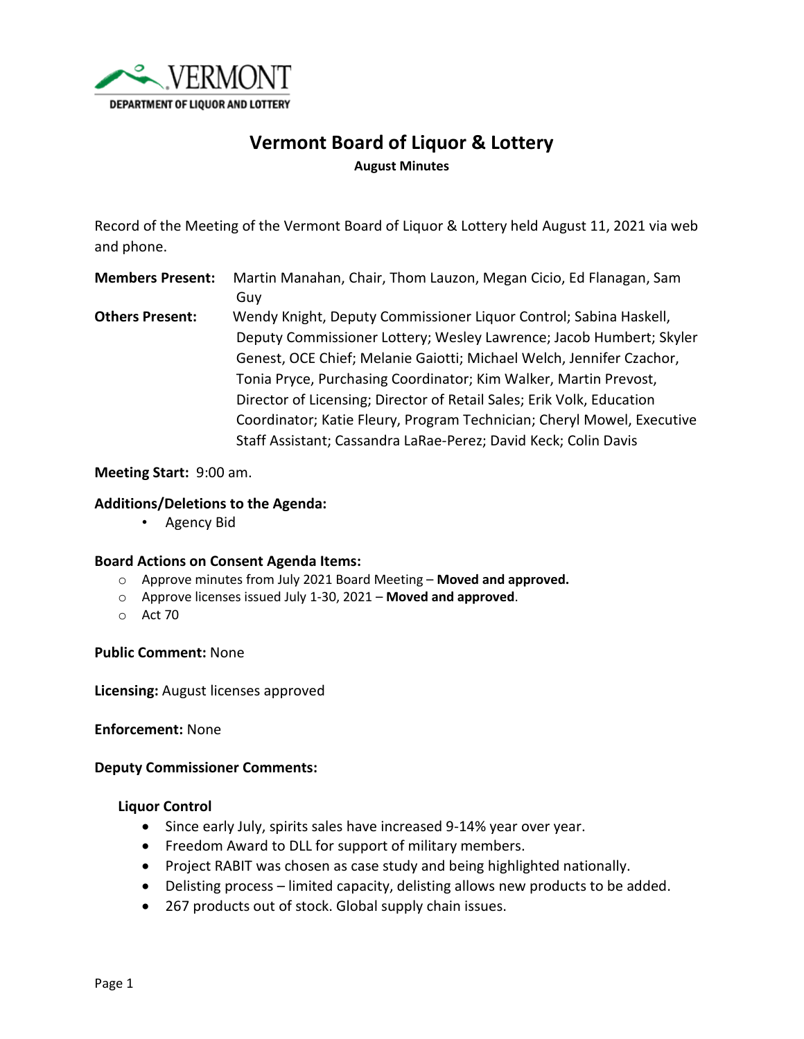VERMONT
DEPARTMENT OF LIQUOR AND LOTTERY

# Vermont Board of Liquor & Lottery

**August Minutes**

Record of the Meeting of the Vermont Board of Liquor & Lottery held August 11, 2021 via web and phone.

**Members Present:** Martin Manahan, Chair, Thom Lauzon, Megan Cicio, Ed Flanagan, Sam Guy

**Others Present:** Wendy Knight, Deputy Commissioner Liquor Control; Sabina Haskell, Deputy Commissioner Lottery; Wesley Lawrence; Jacob Humbert; Skyler Genest, OCE Chief; Melanie Gaiotti; Michael Welch, Jennifer Czachor, Tonia Pryce, Purchasing Coordinator; Kim Walker, Martin Prevost, Director of Licensing; Director of Retail Sales; Erik Volk, Education Coordinator; Katie Fleury, Program Technician; Cheryl Mowel, Executive Staff Assistant; Cassandra LaRae-Perez; David Keck; Colin Davis

**Meeting Start:** 9:00 am.

**Additions/Deletions to the Agenda:**

- Agency Bid

**Board Actions on Consent Agenda Items:**

- Approve minutes from July 2021 Board Meeting – **Moved and approved.**
- Approve licenses issued July 1-30, 2021 – **Moved and approved**.
- Act 70

**Public Comment:** None

**Licensing:** August licenses approved

**Enforcement:** None

**Deputy Commissioner Comments:**

**Liquor Control**

- Since early July, spirits sales have increased 9-14% year over year.
- Freedom Award to DLL for support of military members.
- Project RABIT was chosen as case study and being highlighted nationally.
- Delisting process – limited capacity, delisting allows new products to be added.
- 267 products out of stock. Global supply chain issues.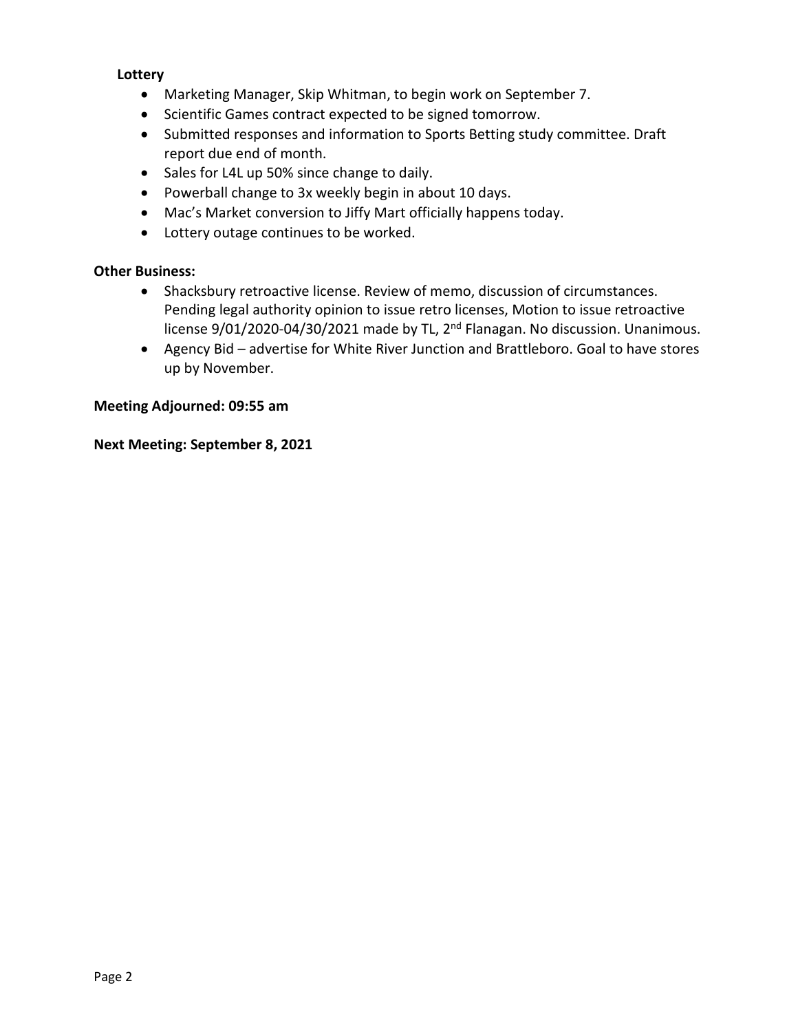**Lottery**

- Marketing Manager, Skip Whitman, to begin work on September 7.
- Scientific Games contract expected to be signed tomorrow.
- Submitted responses and information to Sports Betting study committee. Draft report due end of month.
- Sales for L4L up 50% since change to daily.
- Powerball change to 3x weekly begin in about 10 days.
- Mac's Market conversion to Jiffy Mart officially happens today.
- Lottery outage continues to be worked.

**Other Business:**

- Shacksbury retroactive license. Review of memo, discussion of circumstances. Pending legal authority opinion to issue retro licenses, Motion to issue retroactive license 9/01/2020-04/30/2021 made by TL, 2nd Flanagan. No discussion. Unanimous.
- Agency Bid – advertise for White River Junction and Brattleboro. Goal to have stores up by November.

**Meeting Adjourned: 09:55 am**

**Next Meeting: September 8, 2021**